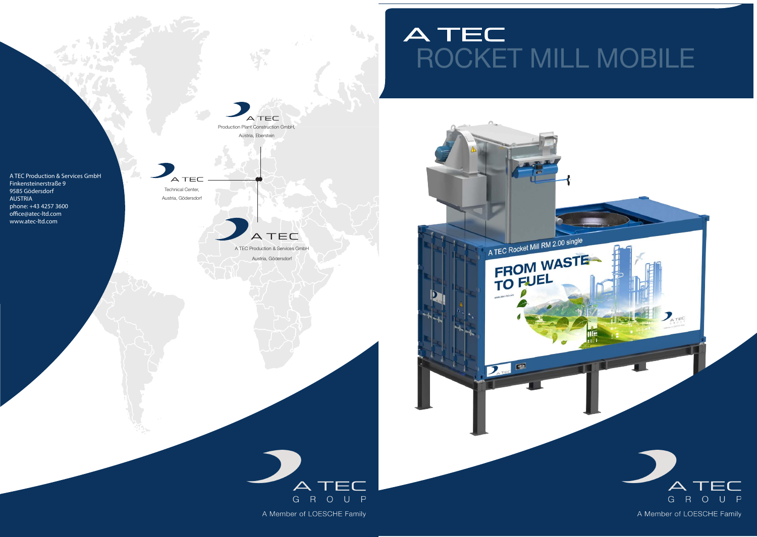# A TEC ROCKET MILL MOBILE

A TEC Production & Services GmbH
Finkensteinerstraße 9
9585 Gödersdorf
AUSTRIA
phone: +43 4257 3600
office@atec-ltd.com
www.atec-ltd.com

A TEC
Production Plant Construction GmbH,
Austria, Eberstein

A TEC
Technical Center,
Austria, Gödersdorf

A TEC
A TEC Production & Services GmbH
Austria, Gödersdorf

A TEC Rocket Mill RM 2.00 single

FROM WASTE TO FUEL

A TEC GROUP
A Member of LOESCHE Family

A TEC GROUP
A Member of LOESCHE Family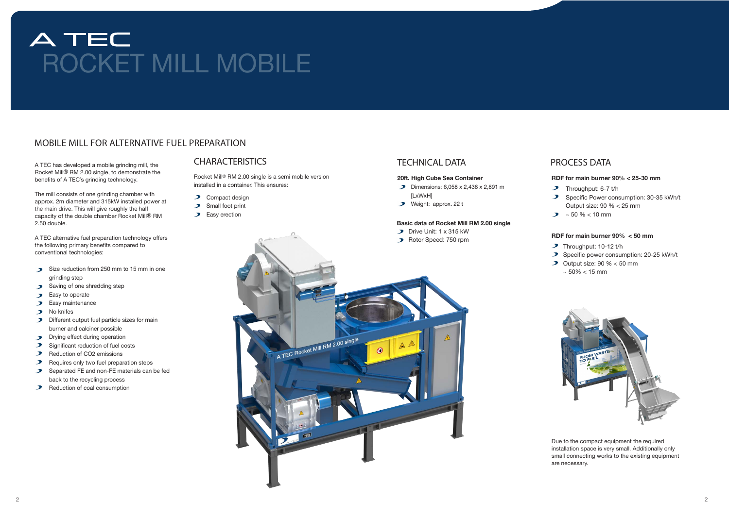# A TEC ROCKET MILL MOBILE

## MOBILE MILL FOR ALTERNATIVE FUEL PREPARATION

A TEC has developed a mobile grinding mill, the Rocket Mill® RM 2.00 single, to demonstrate the benefits of A TEC's grinding technology.

The mill consists of one grinding chamber with approx. 2m diameter and 315kW installed power at the main drive. This will give roughly the half capacity of the double chamber Rocket Mill® RM 2.50 double.

A TEC alternative fuel preparation technology offers the following primary benefits compared to conventional technologies:

- Size reduction from 250 mm to 15 mm in one grinding step
- Saving of one shredding step
- Easy to operate
- Easy maintenance
- No knifes
- Different output fuel particle sizes for main burner and calciner possible
- Drying effect during operation
- Significant reduction of fuel costs
- Reduction of $CO_2$ emissions
- Requires only two fuel preparation steps
- Separated FE and non-FE materials can be fed back to the recycling process
- Reduction of coal consumption

## CHARACTERISTICS

Rocket Mill® RM 2.00 single is a semi mobile version installed in a container. This ensures:

- Compact design
- Small foot print
- Easy erection

## TECHNICAL DATA

**20ft. High Cube Sea Container**

- Dimensions: 6,058 x 2,438 x 2,891 m [LxWxH]
- Weight: approx. 22 t

**Basic data of Rocket Mill RM 2.00 single**

- Drive Unit: 1 x 315 kW
- Rotor Speed: 750 rpm

## PROCESS DATA

**RDF for main burner 90% < 25-30 mm**

- Throughput: 6-7 t/h
- Specific Power consumption: 30-35 kWh/t
  Output size: 90 % < 25 mm
- ~ 50 % < 10 mm

**RDF for main burner 90% < 50 mm**

- Throughput: 10-12 t/h
- Specific power consumption: 20-25 kWh/t
- Output size: 90 % < 50 mm
  ~ 50% < 15 mm

Due to the compact equipment the required installation space is very small. Additionally only small connecting works to the existing equipment are necessary.